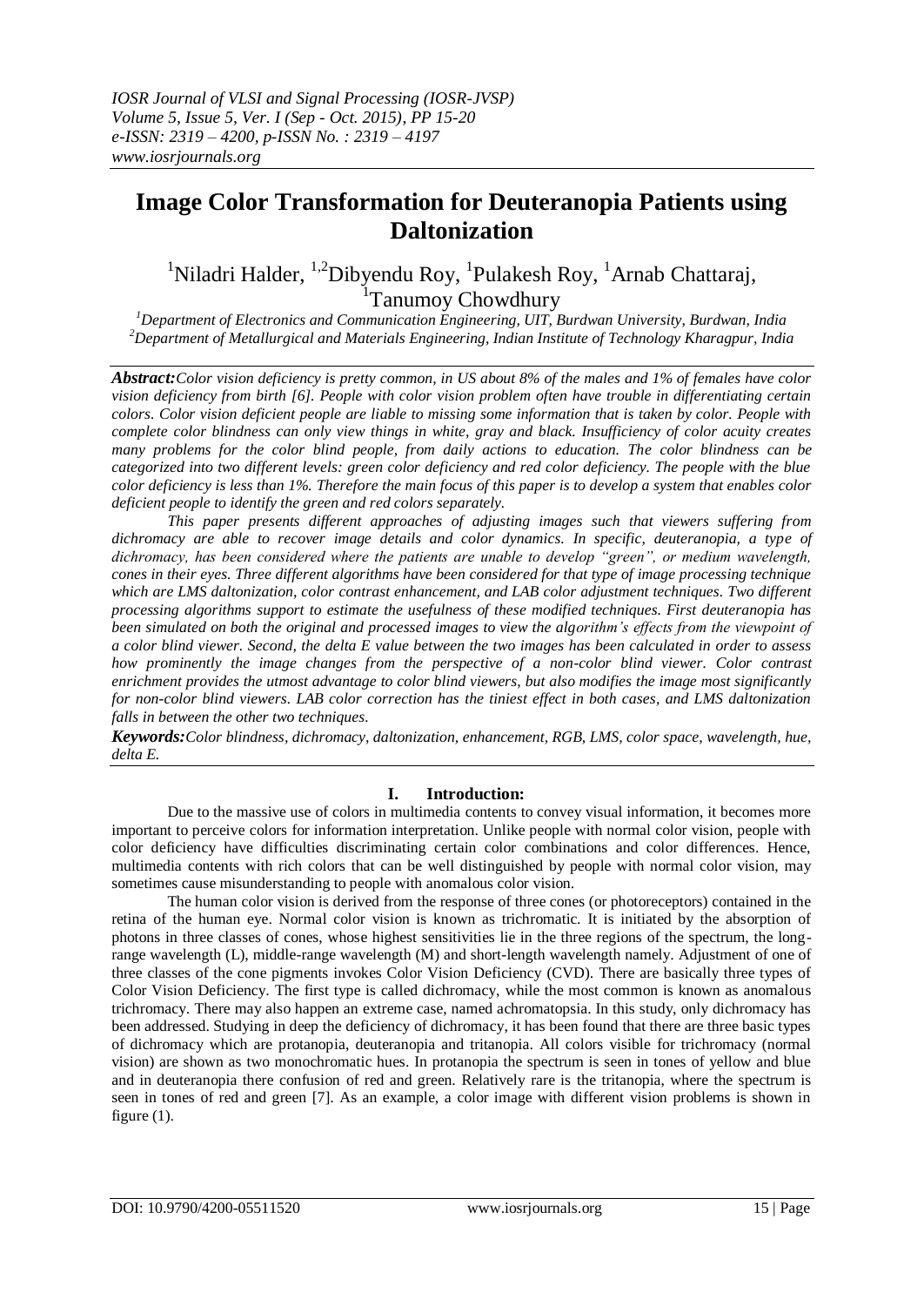# Image Color Transformation for Deuteranopia Patients using Daltonization

[1]Niladri Halder, [1,2]Dibyendu Roy, [1]Pulakesh Roy, [1]Arnab Chattaraj, [1]Tanumoy Chowdhury

*[1]Department of Electronics and Communication Engineering, UIT, Burdwan University, Burdwan, India*
*[2]Department of Metallurgical and Materials Engineering, Indian Institute of Technology Kharagpur, India*

***Abstract:*** *Color vision deficiency is pretty common, in US about 8% of the males and 1% of females have color vision deficiency from birth [6]. People with color vision problem often have trouble in differentiating certain colors. Color vision deficient people are liable to missing some information that is taken by color. People with complete color blindness can only view things in white, gray and black. Insufficiency of color acuity creates many problems for the color blind people, from daily actions to education. The color blindness can be categorized into two different levels: green color deficiency and red color deficiency. The people with the blue color deficiency is less than 1%. Therefore the main focus of this paper is to develop a system that enables color deficient people to identify the green and red colors separately.*

*This paper presents different approaches of adjusting images such that viewers suffering from dichromacy are able to recover image details and color dynamics. In specific, deuteranopia, a type of dichromacy, has been considered where the patients are unable to develop "green", or medium wavelength, cones in their eyes. Three different algorithms have been considered for that type of image processing technique which are LMS daltonization, color contrast enhancement, and LAB color adjustment techniques. Two different processing algorithms support to estimate the usefulness of these modified techniques. First deuteranopia has been simulated on both the original and processed images to view the algorithm's effects from the viewpoint of a color blind viewer. Second, the delta E value between the two images has been calculated in order to assess how prominently the image changes from the perspective of a non-color blind viewer. Color contrast enrichment provides the utmost advantage to color blind viewers, but also modifies the image most significantly for non-color blind viewers. LAB color correction has the tiniest effect in both cases, and LMS daltonization falls in between the other two techniques.*

***Keywords:*** *Color blindness, dichromacy, daltonization, enhancement, RGB, LMS, color space, wavelength, hue, delta E.*

## I. Introduction:

Due to the massive use of colors in multimedia contents to convey visual information, it becomes more important to perceive colors for information interpretation. Unlike people with normal color vision, people with color deficiency have difficulties discriminating certain color combinations and color differences. Hence, multimedia contents with rich colors that can be well distinguished by people with normal color vision, may sometimes cause misunderstanding to people with anomalous color vision.

The human color vision is derived from the response of three cones (or photoreceptors) contained in the retina of the human eye. Normal color vision is known as trichromatic. It is initiated by the absorption of photons in three classes of cones, whose highest sensitivities lie in the three regions of the spectrum, the long-range wavelength (L), middle-range wavelength (M) and short-length wavelength namely. Adjustment of one of three classes of the cone pigments invokes Color Vision Deficiency (CVD). There are basically three types of Color Vision Deficiency. The first type is called dichromacy, while the most common is known as anomalous trichromacy. There may also happen an extreme case, named achromatopsia. In this study, only dichromacy has been addressed. Studying in deep the deficiency of dichromacy, it has been found that there are three basic types of dichromacy which are protanopia, deuteranopia and tritanopia. All colors visible for trichromacy (normal vision) are shown as two monochromatic hues. In protanopia the spectrum is seen in tones of yellow and blue and in deuteranopia there confusion of red and green. Relatively rare is the tritanopia, where the spectrum is seen in tones of red and green [7]. As an example, a color image with different vision problems is shown in figure (1).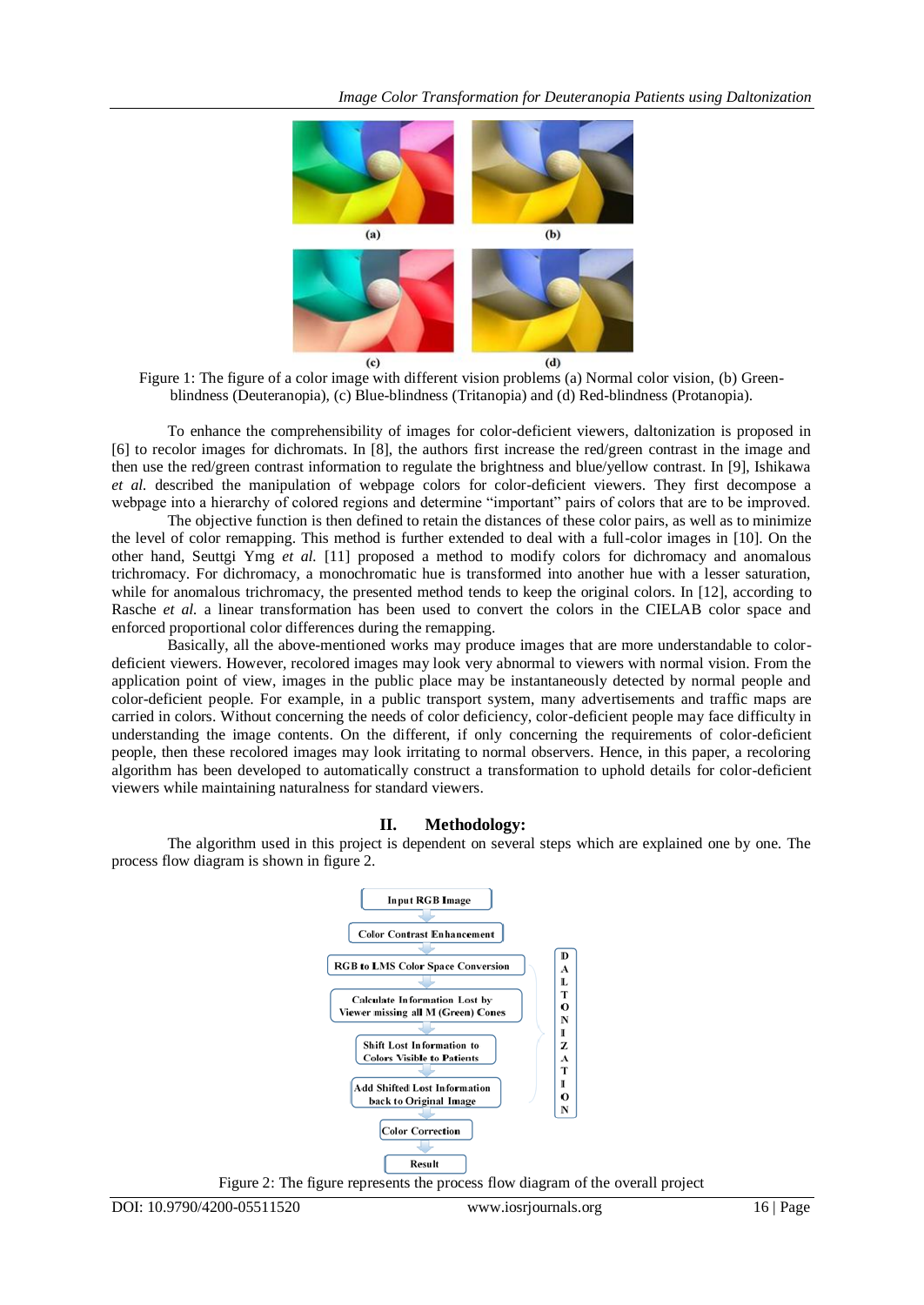Figure 1: The figure of a color image with different vision problems (a) Normal color vision, (b) Green-blindness (Deuteranopia), (c) Blue-blindness (Tritanopia) and (d) Red-blindness (Protanopia).

To enhance the comprehensibility of images for color-deficient viewers, daltonization is proposed in [6] to recolor images for dichromats. In [8], the authors first increase the red/green contrast in the image and then use the red/green contrast information to regulate the brightness and blue/yellow contrast. In [9], Ishikawa *et al.* described the manipulation of webpage colors for color-deficient viewers. They first decompose a webpage into a hierarchy of colored regions and determine "important" pairs of colors that are to be improved.

The objective function is then defined to retain the distances of these color pairs, as well as to minimize the level of color remapping. This method is further extended to deal with a full-color images in [10]. On the other hand, Seuttgi Ymg *et al.* [11] proposed a method to modify colors for dichromacy and anomalous trichromacy. For dichromacy, a monochromatic hue is transformed into another hue with a lesser saturation, while for anomalous trichromacy, the presented method tends to keep the original colors. In [12], according to Rasche *et al.* a linear transformation has been used to convert the colors in the CIELAB color space and enforced proportional color differences during the remapping.

Basically, all the above-mentioned works may produce images that are more understandable to color-deficient viewers. However, recolored images may look very abnormal to viewers with normal vision. From the application point of view, images in the public place may be instantaneously detected by normal people and color-deficient people. For example, in a public transport system, many advertisements and traffic maps are carried in colors. Without concerning the needs of color deficiency, color-deficient people may face difficulty in understanding the image contents. On the different, if only concerning the requirements of color-deficient people, then these recolored images may look irritating to normal observers. Hence, in this paper, a recoloring algorithm has been developed to automatically construct a transformation to uphold details for color-deficient viewers while maintaining naturalness for standard viewers.

## II. Methodology:

The algorithm used in this project is dependent on several steps which are explained one by one. The process flow diagram is shown in figure 2.

Figure 2: The figure represents the process flow diagram of the overall project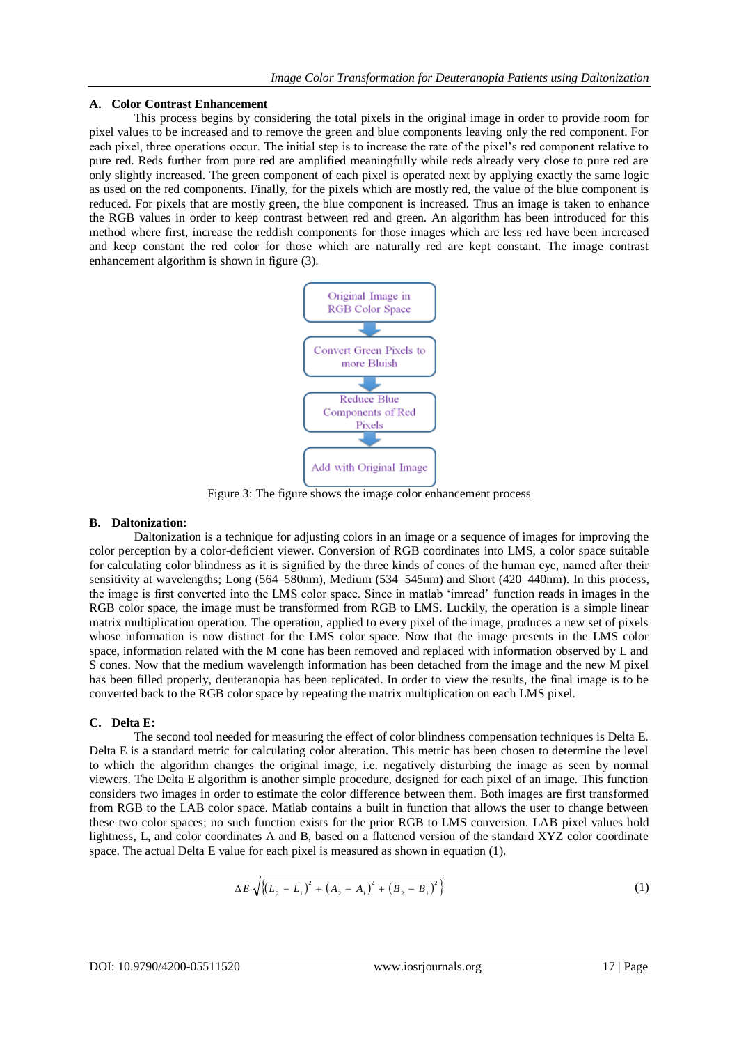### A. Color Contrast Enhancement

This process begins by considering the total pixels in the original image in order to provide room for pixel values to be increased and to remove the green and blue components leaving only the red component. For each pixel, three operations occur. The initial step is to increase the rate of the pixel's red component relative to pure red. Reds further from pure red are amplified meaningfully while reds already very close to pure red are only slightly increased. The green component of each pixel is operated next by applying exactly the same logic as used on the red components. Finally, for the pixels which are mostly red, the value of the blue component is reduced. For pixels that are mostly green, the blue component is increased. Thus an image is taken to enhance the RGB values in order to keep contrast between red and green. An algorithm has been introduced for this method where first, increase the reddish components for those images which are less red have been increased and keep constant the red color for those which are naturally red are kept constant. The image contrast enhancement algorithm is shown in figure (3).

Original Image in RGB Color Space → Convert Green Pixels to more Bluish → Reduce Blue Components of Red Pixels → Add with Original Image

Figure 3: The figure shows the image color enhancement process

### B. Daltonization:

Daltonization is a technique for adjusting colors in an image or a sequence of images for improving the color perception by a color-deficient viewer. Conversion of RGB coordinates into LMS, a color space suitable for calculating color blindness as it is signified by the three kinds of cones of the human eye, named after their sensitivity at wavelengths; Long (564–580nm), Medium (534–545nm) and Short (420–440nm). In this process, the image is first converted into the LMS color space. Since in matlab 'imread' function reads in images in the RGB color space, the image must be transformed from RGB to LMS. Luckily, the operation is a simple linear matrix multiplication operation. The operation, applied to every pixel of the image, produces a new set of pixels whose information is now distinct for the LMS color space. Now that the image presents in the LMS color space, information related with the M cone has been removed and replaced with information observed by L and S cones. Now that the medium wavelength information has been detached from the image and the new M pixel has been filled properly, deuteranopia has been replicated. In order to view the results, the final image is to be converted back to the RGB color space by repeating the matrix multiplication on each LMS pixel.

### C. Delta E:

The second tool needed for measuring the effect of color blindness compensation techniques is Delta E. Delta E is a standard metric for calculating color alteration. This metric has been chosen to determine the level to which the algorithm changes the original image, i.e. negatively disturbing the image as seen by normal viewers. The Delta E algorithm is another simple procedure, designed for each pixel of an image. This function considers two images in order to estimate the color difference between them. Both images are first transformed from RGB to the LAB color space. Matlab contains a built in function that allows the user to change between these two color spaces; no such function exists for the prior RGB to LMS conversion. LAB pixel values hold lightness, L, and color coordinates A and B, based on a flattened version of the standard XYZ color coordinate space. The actual Delta E value for each pixel is measured as shown in equation (1).

$$\Delta E \sqrt{\left\{(L_2 - L_1)^2 + (A_2 - A_1)^2 + (B_2 - B_1)^2\right\}} \quad (1)$$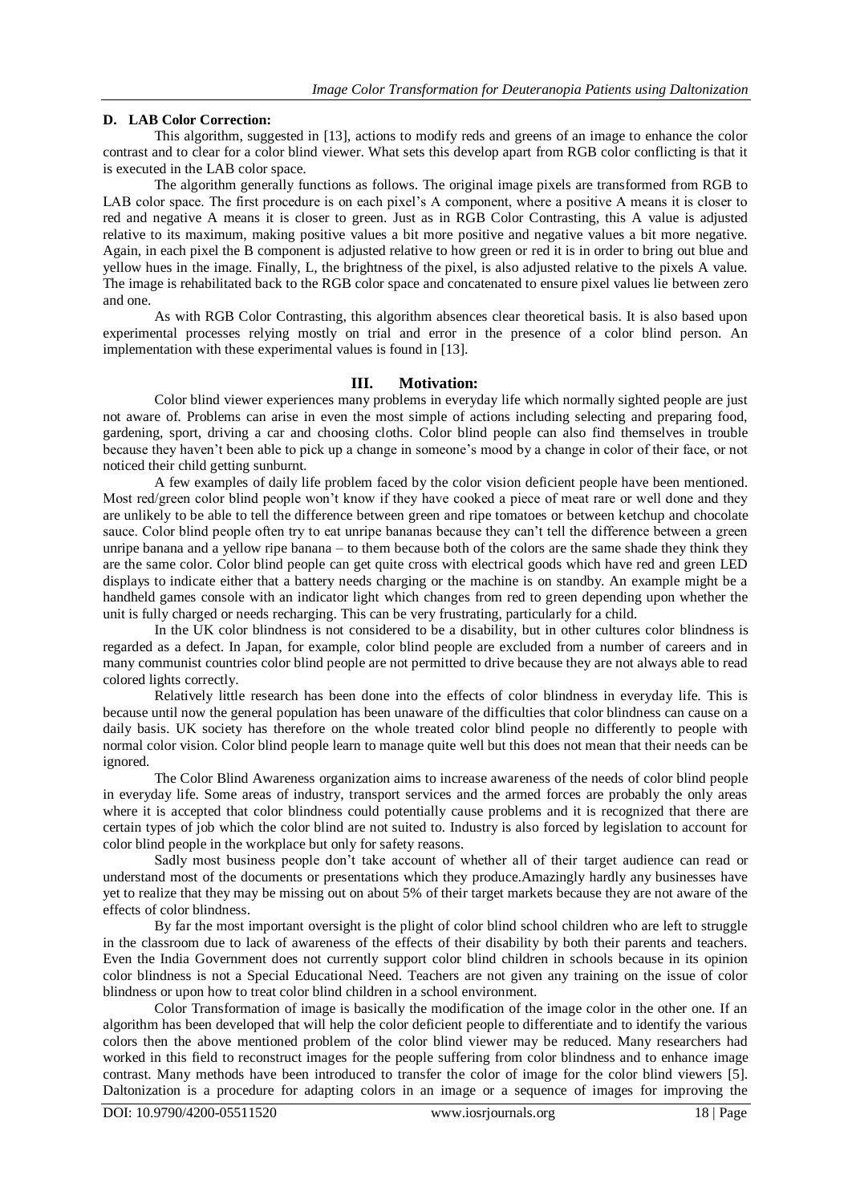### D. LAB Color Correction:

This algorithm, suggested in [13], actions to modify reds and greens of an image to enhance the color contrast and to clear for a color blind viewer. What sets this develop apart from RGB color conflicting is that it is executed in the LAB color space.

The algorithm generally functions as follows. The original image pixels are transformed from RGB to LAB color space. The first procedure is on each pixel's A component, where a positive A means it is closer to red and negative A means it is closer to green. Just as in RGB Color Contrasting, this A value is adjusted relative to its maximum, making positive values a bit more positive and negative values a bit more negative. Again, in each pixel the B component is adjusted relative to how green or red it is in order to bring out blue and yellow hues in the image. Finally, L, the brightness of the pixel, is also adjusted relative to the pixels A value. The image is rehabilitated back to the RGB color space and concatenated to ensure pixel values lie between zero and one.

As with RGB Color Contrasting, this algorithm absences clear theoretical basis. It is also based upon experimental processes relying mostly on trial and error in the presence of a color blind person. An implementation with these experimental values is found in [13].

## III. Motivation:

Color blind viewer experiences many problems in everyday life which normally sighted people are just not aware of. Problems can arise in even the most simple of actions including selecting and preparing food, gardening, sport, driving a car and choosing cloths. Color blind people can also find themselves in trouble because they haven't been able to pick up a change in someone's mood by a change in color of their face, or not noticed their child getting sunburnt.

A few examples of daily life problem faced by the color vision deficient people have been mentioned. Most red/green color blind people won't know if they have cooked a piece of meat rare or well done and they are unlikely to be able to tell the difference between green and ripe tomatoes or between ketchup and chocolate sauce. Color blind people often try to eat unripe bananas because they can't tell the difference between a green unripe banana and a yellow ripe banana – to them because both of the colors are the same shade they think they are the same color. Color blind people can get quite cross with electrical goods which have red and green LED displays to indicate either that a battery needs charging or the machine is on standby. An example might be a handheld games console with an indicator light which changes from red to green depending upon whether the unit is fully charged or needs recharging. This can be very frustrating, particularly for a child.

In the UK color blindness is not considered to be a disability, but in other cultures color blindness is regarded as a defect. In Japan, for example, color blind people are excluded from a number of careers and in many communist countries color blind people are not permitted to drive because they are not always able to read colored lights correctly.

Relatively little research has been done into the effects of color blindness in everyday life. This is because until now the general population has been unaware of the difficulties that color blindness can cause on a daily basis. UK society has therefore on the whole treated color blind people no differently to people with normal color vision. Color blind people learn to manage quite well but this does not mean that their needs can be ignored.

The Color Blind Awareness organization aims to increase awareness of the needs of color blind people in everyday life. Some areas of industry, transport services and the armed forces are probably the only areas where it is accepted that color blindness could potentially cause problems and it is recognized that there are certain types of job which the color blind are not suited to. Industry is also forced by legislation to account for color blind people in the workplace but only for safety reasons.

Sadly most business people don't take account of whether all of their target audience can read or understand most of the documents or presentations which they produce.Amazingly hardly any businesses have yet to realize that they may be missing out on about 5% of their target markets because they are not aware of the effects of color blindness.

By far the most important oversight is the plight of color blind school children who are left to struggle in the classroom due to lack of awareness of the effects of their disability by both their parents and teachers. Even the India Government does not currently support color blind children in schools because in its opinion color blindness is not a Special Educational Need. Teachers are not given any training on the issue of color blindness or upon how to treat color blind children in a school environment.

Color Transformation of image is basically the modification of the image color in the other one. If an algorithm has been developed that will help the color deficient people to differentiate and to identify the various colors then the above mentioned problem of the color blind viewer may be reduced. Many researchers had worked in this field to reconstruct images for the people suffering from color blindness and to enhance image contrast. Many methods have been introduced to transfer the color of image for the color blind viewers [5]. Daltonization is a procedure for adapting colors in an image or a sequence of images for improving the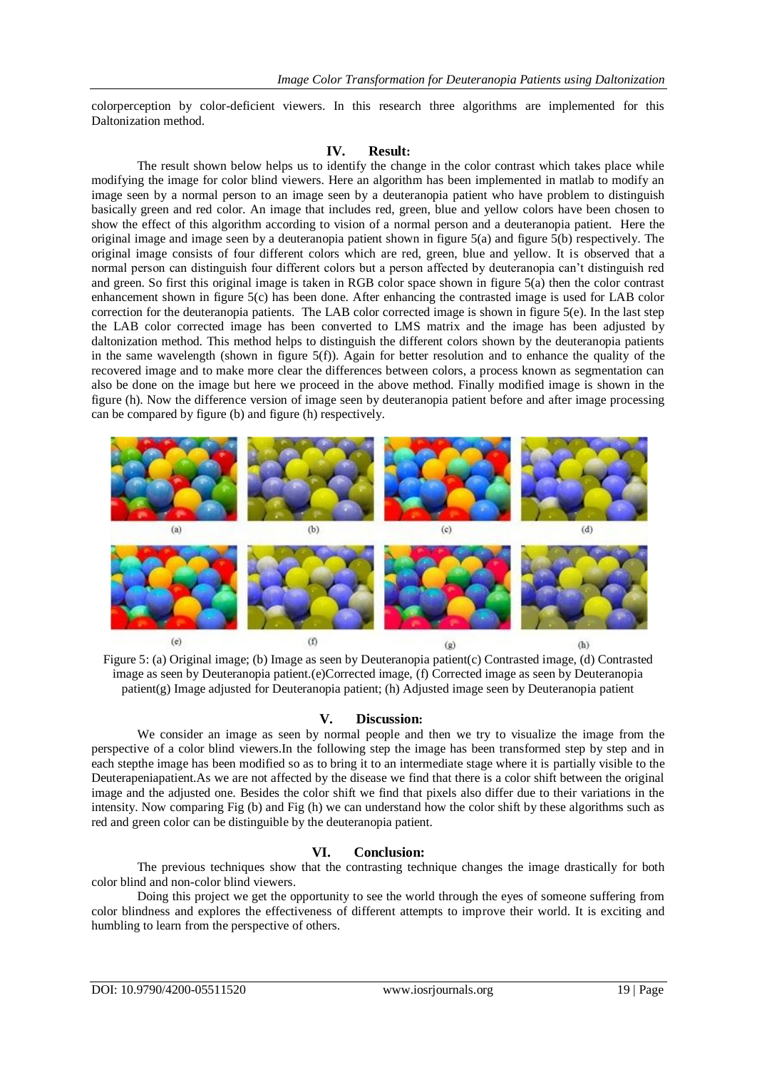colorperception by color-deficient viewers. In this research three algorithms are implemented for this Daltonization method.

## IV. Result:

The result shown below helps us to identify the change in the color contrast which takes place while modifying the image for color blind viewers. Here an algorithm has been implemented in matlab to modify an image seen by a normal person to an image seen by a deuteranopia patient who have problem to distinguish basically green and red color. An image that includes red, green, blue and yellow colors have been chosen to show the effect of this algorithm according to vision of a normal person and a deuteranopia patient. Here the original image and image seen by a deuteranopia patient shown in figure 5(a) and figure 5(b) respectively. The original image consists of four different colors which are red, green, blue and yellow. It is observed that a normal person can distinguish four different colors but a person affected by deuteranopia can't distinguish red and green. So first this original image is taken in RGB color space shown in figure 5(a) then the color contrast enhancement shown in figure 5(c) has been done. After enhancing the contrasted image is used for LAB color correction for the deuteranopia patients. The LAB color corrected image is shown in figure 5(e). In the last step the LAB color corrected image has been converted to LMS matrix and the image has been adjusted by daltonization method. This method helps to distinguish the different colors shown by the deuteranopia patients in the same wavelength (shown in figure 5(f)). Again for better resolution and to enhance the quality of the recovered image and to make more clear the differences between colors, a process known as segmentation can also be done on the image but here we proceed in the above method. Finally modified image is shown in the figure (h). Now the difference version of image seen by deuteranopia patient before and after image processing can be compared by figure (b) and figure (h) respectively.

Figure 5: (a) Original image; (b) Image as seen by Deuteranopia patient(c) Contrasted image, (d) Contrasted image as seen by Deuteranopia patient.(e)Corrected image, (f) Corrected image as seen by Deuteranopia patient(g) Image adjusted for Deuteranopia patient; (h) Adjusted image seen by Deuteranopia patient

## V. Discussion:

We consider an image as seen by normal people and then we try to visualize the image from the perspective of a color blind viewers.In the following step the image has been transformed step by step and in each stepthe image has been modified so as to bring it to an intermediate stage where it is partially visible to the Deuterapeniapatient.As we are not affected by the disease we find that there is a color shift between the original image and the adjusted one. Besides the color shift we find that pixels also differ due to their variations in the intensity. Now comparing Fig (b) and Fig (h) we can understand how the color shift by these algorithms such as red and green color can be distinguible by the deuteranopia patient.

## VI. Conclusion:

The previous techniques show that the contrasting technique changes the image drastically for both color blind and non-color blind viewers.

Doing this project we get the opportunity to see the world through the eyes of someone suffering from color blindness and explores the effectiveness of different attempts to improve their world. It is exciting and humbling to learn from the perspective of others.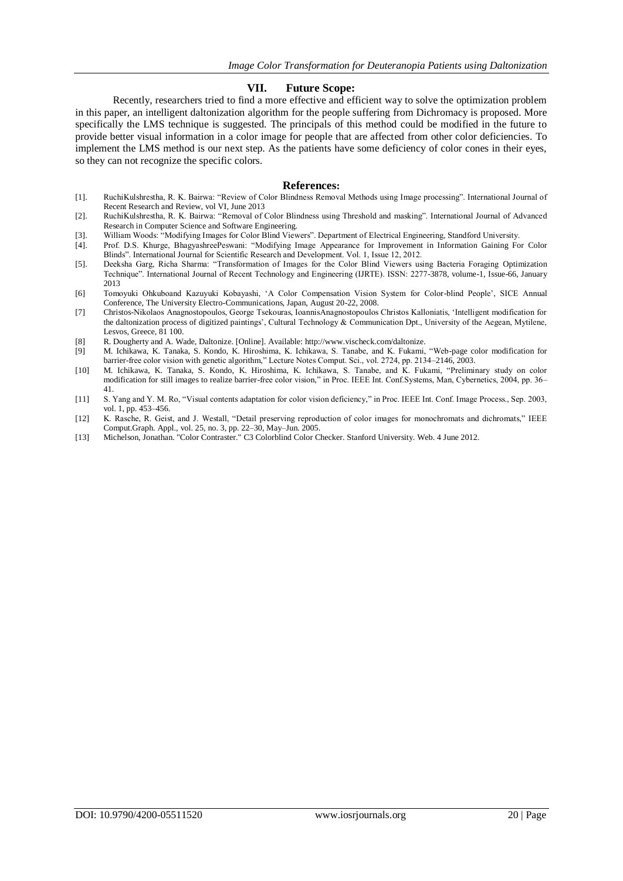## VII. Future Scope:

Recently, researchers tried to find a more effective and efficient way to solve the optimization problem in this paper, an intelligent daltonization algorithm for the people suffering from Dichromacy is proposed. More specifically the LMS technique is suggested. The principals of this method could be modified in the future to provide better visual information in a color image for people that are affected from other color deficiencies. To implement the LMS method is our next step. As the patients have some deficiency of color cones in their eyes, so they can not recognize the specific colors.

## References:

[1]. RuchiKulshrestha, R. K. Bairwa: "Review of Color Blindness Removal Methods using Image processing". International Journal of Recent Research and Review, vol VI, June 2013

[2]. RuchiKulshrestha, R. K. Bairwa: "Removal of Color Blindness using Threshold and masking". International Journal of Advanced Research in Computer Science and Software Engineering.

[3]. William Woods: "Modifying Images for Color Blind Viewers". Department of Electrical Engineering, Standford University.

[4]. Prof. D.S. Khurge, BhagyashreePeswani: "Modifying Image Appearance for Improvement in Information Gaining For Color Blinds". International Journal for Scientific Research and Development. Vol. 1, Issue 12, 2012.

[5]. Deeksha Garg, Richa Sharma: "Transformation of Images for the Color Blind Viewers using Bacteria Foraging Optimization Technique". International Journal of Recent Technology and Engineering (IJRTE). ISSN: 2277-3878, volume-1, Issue-66, January 2013

[6] Tomoyuki Ohkuboand Kazuyuki Kobayashi, 'A Color Compensation Vision System for Color-blind People', SICE Annual Conference, The University Electro-Communications, Japan, August 20-22, 2008.

[7] Christos-Nikolaos Anagnostopoulos, George Tsekouras, IoannisAnagnostopoulos Christos Kalloniatis, 'Intelligent modification for the daltonization process of digitized paintings', Cultural Technology & Communication Dpt., University of the Aegean, Mytilene, Lesvos, Greece, 81 100.

[8] R. Dougherty and A. Wade, Daltonize. [Online]. Available: http://www.vischeck.com/daltonize.

[9] M. Ichikawa, K. Tanaka, S. Kondo, K. Hiroshima, K. Ichikawa, S. Tanabe, and K. Fukami, "Web-page color modification for barrier-free color vision with genetic algorithm," Lecture Notes Comput. Sci., vol. 2724, pp. 2134–2146, 2003.

[10] M. Ichikawa, K. Tanaka, S. Kondo, K. Hiroshima, K. Ichikawa, S. Tanabe, and K. Fukami, "Preliminary study on color modification for still images to realize barrier-free color vision," in Proc. IEEE Int. Conf.Systems, Man, Cybernetics, 2004, pp. 36–41.

[11] S. Yang and Y. M. Ro, "Visual contents adaptation for color vision deficiency," in Proc. IEEE Int. Conf. Image Process., Sep. 2003, vol. 1, pp. 453–456.

[12] K. Rasche, R. Geist, and J. Westall, "Detail preserving reproduction of color images for monochromats and dichromats," IEEE Comput.Graph. Appl., vol. 25, no. 3, pp. 22–30, May–Jun. 2005.

[13] Michelson, Jonathan. "Color Contraster." C3 Colorblind Color Checker. Stanford University. Web. 4 June 2012.